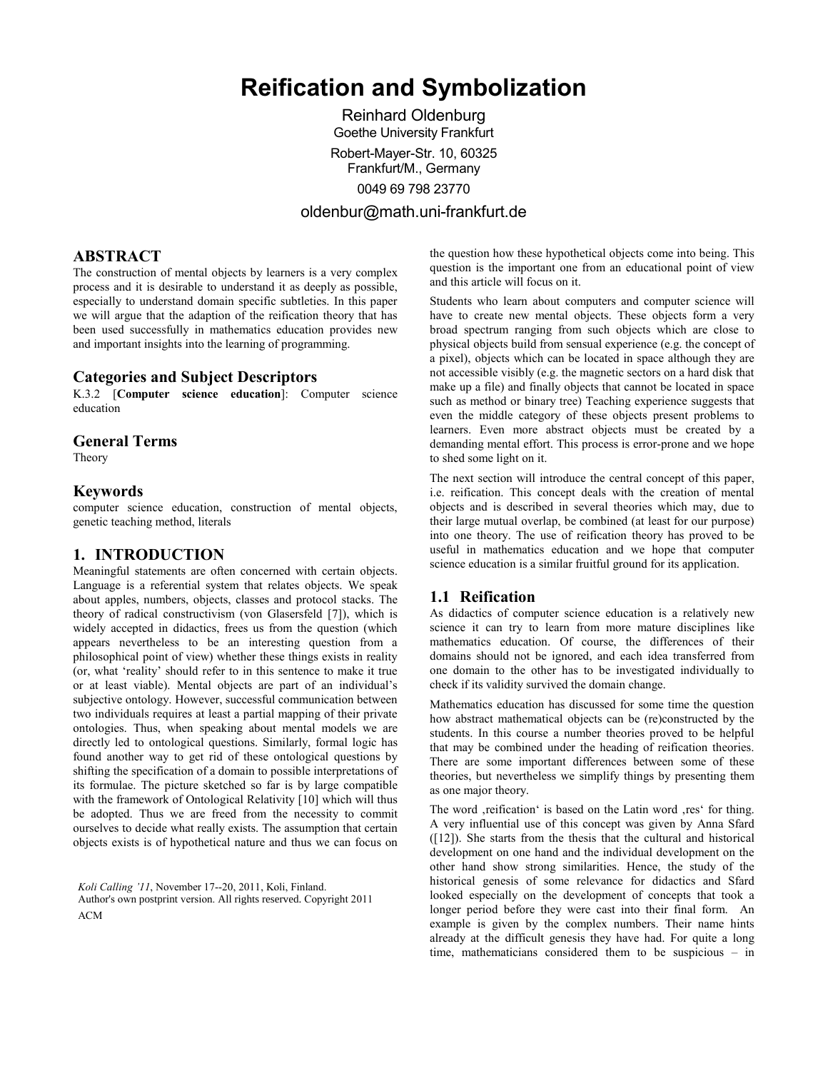# Reification and Symbolization

Reinhard Oldenburg
Goethe University Frankfurt
Robert-Mayer-Str. 10, 60325 Frankfurt/M., Germany
0049 69 798 23770
oldenbur@math.uni-frankfurt.de

## ABSTRACT

The construction of mental objects by learners is a very complex process and it is desirable to understand it as deeply as possible, especially to understand domain specific subtleties. In this paper we will argue that the adaption of the reification theory that has been used successfully in mathematics education provides new and important insights into the learning of programming.

## Categories and Subject Descriptors

K.3.2 [**Computer science education**]: Computer science education

## General Terms

Theory

## Keywords

computer science education, construction of mental objects, genetic teaching method, literals

## 1. INTRODUCTION

Meaningful statements are often concerned with certain objects. Language is a referential system that relates objects. We speak about apples, numbers, objects, classes and protocol stacks. The theory of radical constructivism (von Glasersfeld [7]), which is widely accepted in didactics, frees us from the question (which appears nevertheless to be an interesting question from a philosophical point of view) whether these things exists in reality (or, what 'reality' should refer to in this sentence to make it true or at least viable). Mental objects are part of an individual's subjective ontology. However, successful communication between two individuals requires at least a partial mapping of their private ontologies. Thus, when speaking about mental models we are directly led to ontological questions. Similarly, formal logic has found another way to get rid of these ontological questions by shifting the specification of a domain to possible interpretations of its formulae. The picture sketched so far is by large compatible with the framework of Ontological Relativity [10] which will thus be adopted. Thus we are freed from the necessity to commit ourselves to decide what really exists. The assumption that certain objects exists is of hypothetical nature and thus we can focus on the question how these hypothetical objects come into being. This question is the important one from an educational point of view and this article will focus on it.

*Koli Calling '11*, November 17--20, 2011, Koli, Finland.
Author's own postprint version. All rights reserved. Copyright 2011 ACM

Students who learn about computers and computer science will have to create new mental objects. These objects form a very broad spectrum ranging from such objects which are close to physical objects build from sensual experience (e.g. the concept of a pixel), objects which can be located in space although they are not accessible visibly (e.g. the magnetic sectors on a hard disk that make up a file) and finally objects that cannot be located in space such as method or binary tree) Teaching experience suggests that even the middle category of these objects present problems to learners. Even more abstract objects must be created by a demanding mental effort. This process is error-prone and we hope to shed some light on it.

The next section will introduce the central concept of this paper, i.e. reification. This concept deals with the creation of mental objects and is described in several theories which may, due to their large mutual overlap, be combined (at least for our purpose) into one theory. The use of reification theory has proved to be useful in mathematics education and we hope that computer science education is a similar fruitful ground for its application.

### 1.1 Reification

As didactics of computer science education is a relatively new science it can try to learn from more mature disciplines like mathematics education. Of course, the differences of their domains should not be ignored, and each idea transferred from one domain to the other has to be investigated individually to check if its validity survived the domain change.

Mathematics education has discussed for some time the question how abstract mathematical objects can be (re)constructed by the students. In this course a number theories proved to be helpful that may be combined under the heading of reification theories. There are some important differences between some of these theories, but nevertheless we simplify things by presenting them as one major theory.

The word ‚reification' is based on the Latin word ‚res' for thing. A very influential use of this concept was given by Anna Sfard ([12]). She starts from the thesis that the cultural and historical development on one hand and the individual development on the other hand show strong similarities. Hence, the study of the historical genesis of some relevance for didactics and Sfard looked especially on the development of concepts that took a longer period before they were cast into their final form. An example is given by the complex numbers. Their name hints already at the difficult genesis they have had. For quite a long time, mathematicians considered them to be suspicious – in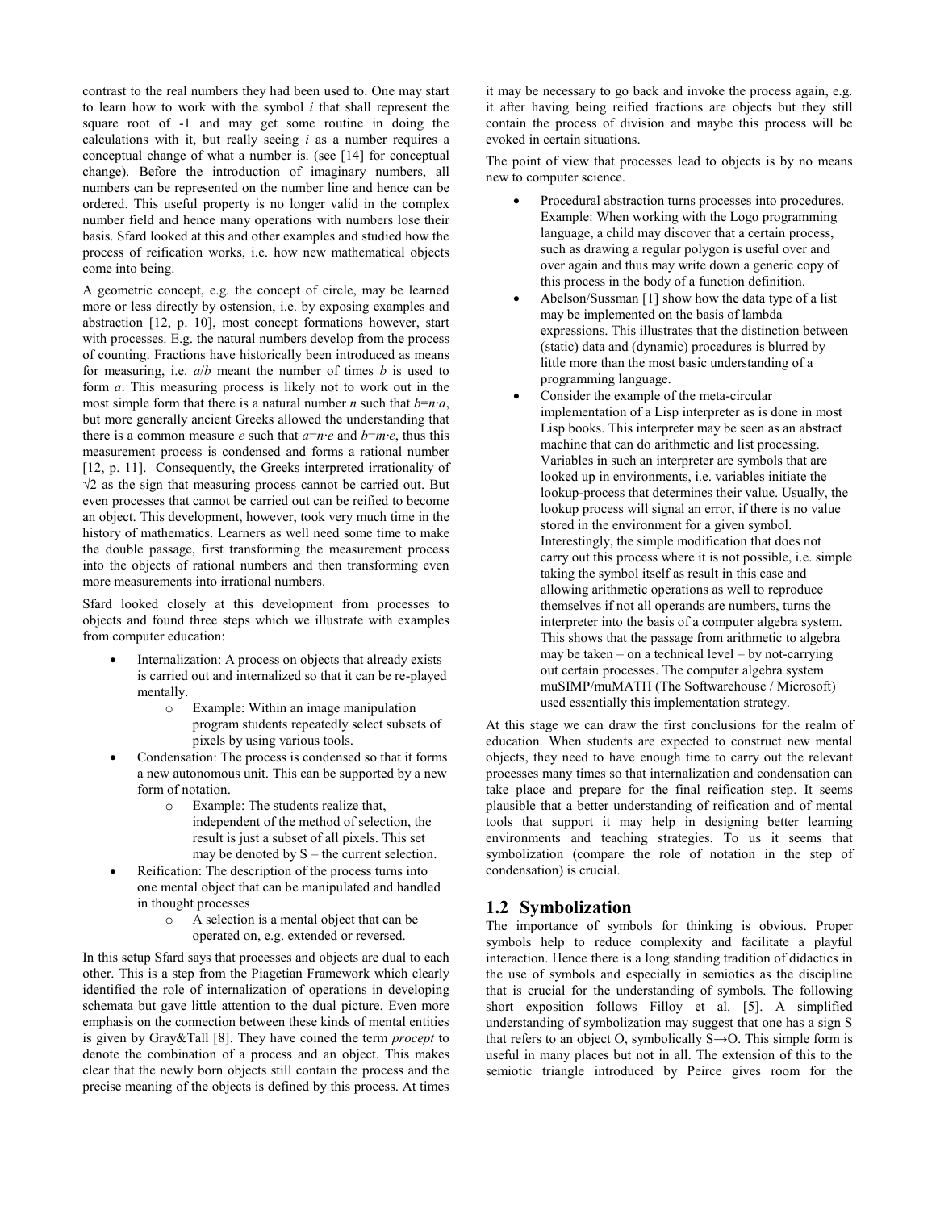contrast to the real numbers they had been used to. One may start to learn how to work with the symbol *i* that shall represent the square root of -1 and may get some routine in doing the calculations with it, but really seeing *i* as a number requires a conceptual change of what a number is. (see [14] for conceptual change). Before the introduction of imaginary numbers, all numbers can be represented on the number line and hence can be ordered. This useful property is no longer valid in the complex number field and hence many operations with numbers lose their basis. Sfard looked at this and other examples and studied how the process of reification works, i.e. how new mathematical objects come into being.

A geometric concept, e.g. the concept of circle, may be learned more or less directly by ostension, i.e. by exposing examples and abstraction [12, p. 10], most concept formations however, start with processes. E.g. the natural numbers develop from the process of counting. Fractions have historically been introduced as means for measuring, i.e. $a/b$ meant the number of times $b$ is used to form $a$. This measuring process is likely not to work out in the most simple form that there is a natural number $n$ such that $b=n\cdot a$, but more generally ancient Greeks allowed the understanding that there is a common measure $e$ such that $a=n\cdot e$ and $b=m\cdot e$, thus this measurement process is condensed and forms a rational number [12, p. 11]. Consequently, the Greeks interpreted irrationality of $\sqrt{2}$ as the sign that measuring process cannot be carried out. But even processes that cannot be carried out can be reified to become an object. This development, however, took very much time in the history of mathematics. Learners as well need some time to make the double passage, first transforming the measurement process into the objects of rational numbers and then transforming even more measurements into irrational numbers.

Sfard looked closely at this development from processes to objects and found three steps which we illustrate with examples from computer education:

- Internalization: A process on objects that already exists is carried out and internalized so that it can be re-played mentally.
  - Example: Within an image manipulation program students repeatedly select subsets of pixels by using various tools.
- Condensation: The process is condensed so that it forms a new autonomous unit. This can be supported by a new form of notation.
  - Example: The students realize that, independent of the method of selection, the result is just a subset of all pixels. This set may be denoted by S – the current selection.
- Reification: The description of the process turns into one mental object that can be manipulated and handled in thought processes
  - A selection is a mental object that can be operated on, e.g. extended or reversed.

In this setup Sfard says that processes and objects are dual to each other. This is a step from the Piagetian Framework which clearly identified the role of internalization of operations in developing schemata but gave little attention to the dual picture. Even more emphasis on the connection between these kinds of mental entities is given by Gray&Tall [8]. They have coined the term *procept* to denote the combination of a process and an object. This makes clear that the newly born objects still contain the process and the precise meaning of the objects is defined by this process. At times it may be necessary to go back and invoke the process again, e.g. it after having being reified fractions are objects but they still contain the process of division and maybe this process will be evoked in certain situations.

The point of view that processes lead to objects is by no means new to computer science.

- Procedural abstraction turns processes into procedures. Example: When working with the Logo programming language, a child may discover that a certain process, such as drawing a regular polygon is useful over and over again and thus may write down a generic copy of this process in the body of a function definition.
- Abelson/Sussman [1] show how the data type of a list may be implemented on the basis of lambda expressions. This illustrates that the distinction between (static) data and (dynamic) procedures is blurred by little more than the most basic understanding of a programming language.
- Consider the example of the meta-circular implementation of a Lisp interpreter as is done in most Lisp books. This interpreter may be seen as an abstract machine that can do arithmetic and list processing. Variables in such an interpreter are symbols that are looked up in environments, i.e. variables initiate the lookup-process that determines their value. Usually, the lookup process will signal an error, if there is no value stored in the environment for a given symbol. Interestingly, the simple modification that does not carry out this process where it is not possible, i.e. simple taking the symbol itself as result in this case and allowing arithmetic operations as well to reproduce themselves if not all operands are numbers, turns the interpreter into the basis of a computer algebra system. This shows that the passage from arithmetic to algebra may be taken – on a technical level – by not-carrying out certain processes. The computer algebra system muSIMP/muMATH (The Softwarehouse / Microsoft) used essentially this implementation strategy.

At this stage we can draw the first conclusions for the realm of education. When students are expected to construct new mental objects, they need to have enough time to carry out the relevant processes many times so that internalization and condensation can take place and prepare for the final reification step. It seems plausible that a better understanding of reification and of mental tools that support it may help in designing better learning environments and teaching strategies. To us it seems that symbolization (compare the role of notation in the step of condensation) is crucial.

## 1.2 Symbolization

The importance of symbols for thinking is obvious. Proper symbols help to reduce complexity and facilitate a playful interaction. Hence there is a long standing tradition of didactics in the use of symbols and especially in semiotics as the discipline that is crucial for the understanding of symbols. The following short exposition follows Filloy et al. [5]. A simplified understanding of symbolization may suggest that one has a sign S that refers to an object O, symbolically S→O. This simple form is useful in many places but not in all. The extension of this to the semiotic triangle introduced by Peirce gives room for the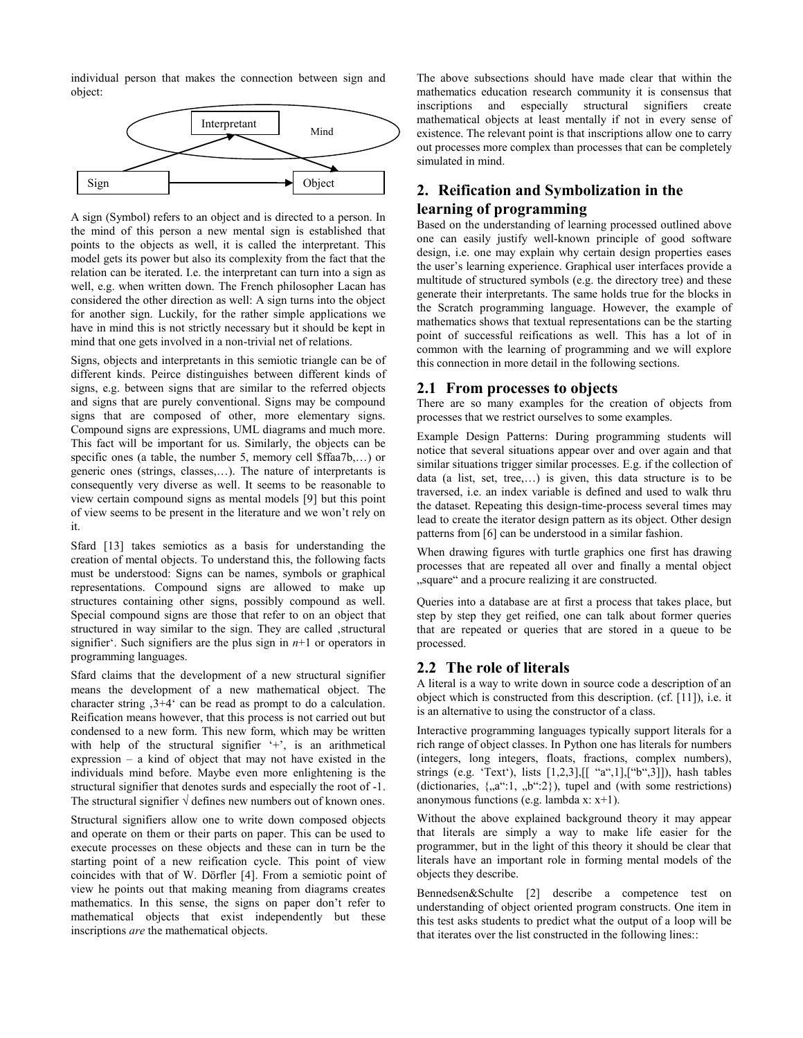individual person that makes the connection between sign and object:

Interpretant

Mind

Sign

Object

A sign (Symbol) refers to an object and is directed to a person. In the mind of this person a new mental sign is established that points to the objects as well, it is called the interpretant. This model gets its power but also its complexity from the fact that the relation can be iterated. I.e. the interpretant can turn into a sign as well, e.g. when written down. The French philosopher Lacan has considered the other direction as well: A sign turns into the object for another sign. Luckily, for the rather simple applications we have in mind this is not strictly necessary but it should be kept in mind that one gets involved in a non-trivial net of relations.

Signs, objects and interpretants in this semiotic triangle can be of different kinds. Peirce distinguishes between different kinds of signs, e.g. between signs that are similar to the referred objects and signs that are purely conventional. Signs may be compound signs that are composed of other, more elementary signs. Compound signs are expressions, UML diagrams and much more. This fact will be important for us. Similarly, the objects can be specific ones (a table, the number 5, memory cell $ffaa7b,…) or generic ones (strings, classes,…). The nature of interpretants is consequently very diverse as well. It seems to be reasonable to view certain compound signs as mental models [9] but this point of view seems to be present in the literature and we won't rely on it.

Sfard [13] takes semiotics as a basis for understanding the creation of mental objects. To understand this, the following facts must be understood: Signs can be names, symbols or graphical representations. Compound signs are allowed to make up structures containing other signs, possibly compound as well. Special compound signs are those that refer to on an object that structured in way similar to the sign. They are called ‚structural signifier'. Such signifiers are the plus sign in $n$+1 or operators in programming languages.

Sfard claims that the development of a new structural signifier means the development of a new mathematical object. The character string ‚3+4' can be read as prompt to do a calculation. Reification means however, that this process is not carried out but condensed to a new form. This new form, which may be written with help of the structural signifier '+', is an arithmetical expression – a kind of object that may not have existed in the individuals mind before. Maybe even more enlightening is the structural signifier that denotes surds and especially the root of -1. The structural signifier √ defines new numbers out of known ones.

Structural signifiers allow one to write down composed objects and operate on them or their parts on paper. This can be used to execute processes on these objects and these can in turn be the starting point of a new reification cycle. This point of view coincides with that of W. Dörfler [4]. From a semiotic point of view he points out that making meaning from diagrams creates mathematics. In this sense, the signs on paper don't refer to mathematical objects that exist independently but these inscriptions *are* the mathematical objects.

The above subsections should have made clear that within the mathematics education research community it is consensus that inscriptions and especially structural signifiers create mathematical objects at least mentally if not in every sense of existence. The relevant point is that inscriptions allow one to carry out processes more complex than processes that can be completely simulated in mind.

## 2. Reification and Symbolization in the learning of programming

Based on the understanding of learning processed outlined above one can easily justify well-known principle of good software design, i.e. one may explain why certain design properties eases the user's learning experience. Graphical user interfaces provide a multitude of structured symbols (e.g. the directory tree) and these generate their interpretants. The same holds true for the blocks in the Scratch programming language. However, the example of mathematics shows that textual representations can be the starting point of successful reifications as well. This has a lot of in common with the learning of programming and we will explore this connection in more detail in the following sections.

### 2.1 From processes to objects

There are so many examples for the creation of objects from processes that we restrict ourselves to some examples.

Example Design Patterns: During programming students will notice that several situations appear over and over again and that similar situations trigger similar processes. E.g. if the collection of data (a list, set, tree,…) is given, this data structure is to be traversed, i.e. an index variable is defined and used to walk thru the dataset. Repeating this design-time-process several times may lead to create the iterator design pattern as its object. Other design patterns from [6] can be understood in a similar fashion.

When drawing figures with turtle graphics one first has drawing processes that are repeated all over and finally a mental object „square" and a procure realizing it are constructed.

Queries into a database are at first a process that takes place, but step by step they get reified, one can talk about former queries that are repeated or queries that are stored in a queue to be processed.

### 2.2 The role of literals

A literal is a way to write down in source code a description of an object which is constructed from this description. (cf. [11]), i.e. it is an alternative to using the constructor of a class.

Interactive programming languages typically support literals for a rich range of object classes. In Python one has literals for numbers (integers, long integers, floats, fractions, complex numbers), strings (e.g. 'Text'), lists [1,2,3],[[ "a",1],["b",3]]), hash tables (dictionaries, {„a":1, „b":2}), tupel and (with some restrictions) anonymous functions (e.g. lambda x: x+1).

Without the above explained background theory it may appear that literals are simply a way to make life easier for the programmer, but in the light of this theory it should be clear that literals have an important role in forming mental models of the objects they describe.

Bennedsen&Schulte [2] describe a competence test on understanding of object oriented program constructs. One item in this test asks students to predict what the output of a loop will be that iterates over the list constructed in the following lines::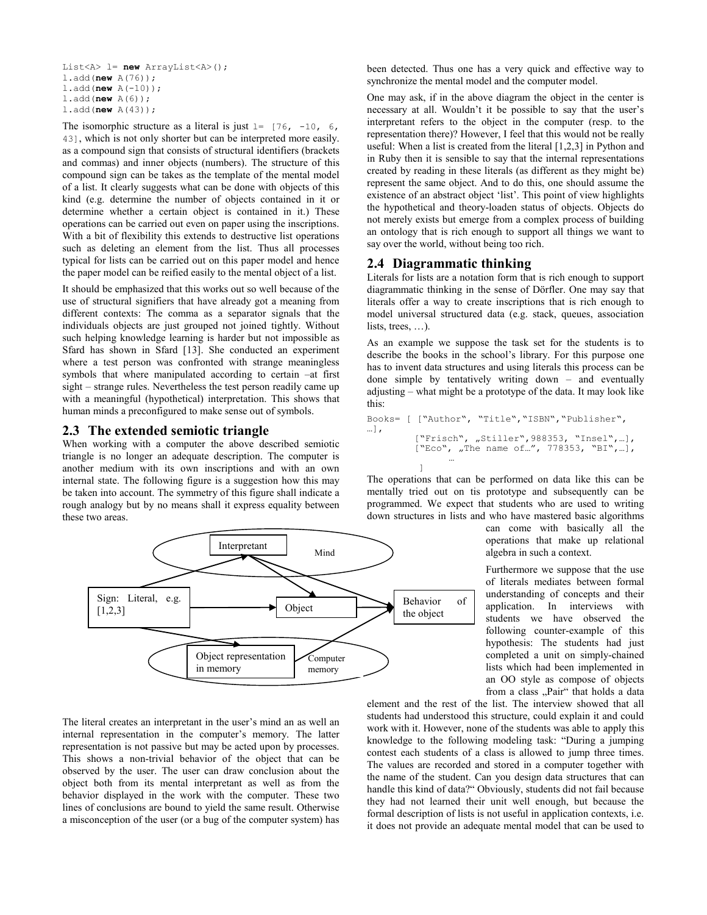```
List<A> l= new ArrayList<A>();
l.add(new A(76));
l.add(new A(-10));
l.add(new A(6));
l.add(new A(43));
```

The isomorphic structure as a literal is just `l= [76, -10, 6, 43]`, which is not only shorter but can be interpreted more easily. as a compound sign that consists of structural identifiers (brackets and commas) and inner objects (numbers). The structure of this compound sign can be takes as the template of the mental model of a list. It clearly suggests what can be done with objects of this kind (e.g. determine the number of objects contained in it or determine whether a certain object is contained in it.) These operations can be carried out even on paper using the inscriptions. With a bit of flexibility this extends to destructive list operations such as deleting an element from the list. Thus all processes typical for lists can be carried out on this paper model and hence the paper model can be reified easily to the mental object of a list.

It should be emphasized that this works out so well because of the use of structural signifiers that have already got a meaning from different contexts: The comma as a separator signals that the individuals objects are just grouped not joined tightly. Without such helping knowledge learning is harder but not impossible as Sfard has shown in Sfard [13]. She conducted an experiment where a test person was confronted with strange meaningless symbols that where manipulated according to certain –at first sight – strange rules. Nevertheless the test person readily came up with a meaningful (hypothetical) interpretation. This shows that human minds a preconfigured to make sense out of symbols.

## 2.3 The extended semiotic triangle

When working with a computer the above described semiotic triangle is no longer an adequate description. The computer is another medium with its own inscriptions and with an own internal state. The following figure is a suggestion how this may be taken into account. The symmetry of this figure shall indicate a rough analogy but by no means shall it express equality between these two areas.

The literal creates an interpretant in the user's mind an as well an internal representation in the computer's memory. The latter representation is not passive but may be acted upon by processes. This shows a non-trivial behavior of the object that can be observed by the user. The user can draw conclusion about the object both from its mental interpretant as well as from the behavior displayed in the work with the computer. These two lines of conclusions are bound to yield the same result. Otherwise a misconception of the user (or a bug of the computer system) has been detected. Thus one has a very quick and effective way to synchronize the mental model and the computer model.

One may ask, if in the above diagram the object in the center is necessary at all. Wouldn't it be possible to say that the user's interpretant refers to the object in the computer (resp. to the representation there)? However, I feel that this would not be really useful: When a list is created from the literal [1,2,3] in Python and in Ruby then it is sensible to say that the internal representations created by reading in these literals (as different as they might be) represent the same object. And to do this, one should assume the existence of an abstract object 'list'. This point of view highlights the hypothetical and theory-loaden status of objects. Objects do not merely exists but emerge from a complex process of building an ontology that is rich enough to support all things we want to say over the world, without being too rich.

## 2.4 Diagrammatic thinking

Literals for lists are a notation form that is rich enough to support diagrammatic thinking in the sense of Dörfler. One may say that literals offer a way to create inscriptions that is rich enough to model universal structured data (e.g. stack, queues, association lists, trees, …).

As an example we suppose the task set for the students is to describe the books in the school's library. For this purpose one has to invent data structures and using literals this process can be done simple by tentatively writing down – and eventually adjusting – what might be a prototype of the data. It may look like this:

```
Books= [ ["Author", "Title","ISBN","Publisher", …],
         ["Frisch", „Stiller",988353, "Insel",…],
         ["Eco", „The name of…", 778353, "BI",…],
              …
       ]
```

The operations that can be performed on data like this can be mentally tried out on tis prototype and subsequently can be programmed. We expect that students who are used to writing down structures in lists and who have mastered basic algorithms can come with basically all the operations that make up relational algebra in such a context.

Furthermore we suppose that the use of literals mediates between formal understanding of concepts and their application. In interviews with students we have observed the following counter-example of this hypothesis: The students had just completed a unit on simply-chained lists which had been implemented in an OO style as compose of objects from a class „Pair" that holds a data element and the rest of the list. The interview showed that all students had understood this structure, could explain it and could work with it. However, none of the students was able to apply this knowledge to the following modeling task: "During a jumping contest each students of a class is allowed to jump three times. The values are recorded and stored in a computer together with the name of the student. Can you design data structures that can handle this kind of data?" Obviously, students did not fail because they had not learned their unit well enough, but because the formal description of lists is not useful in application contexts, i.e. it does not provide an adequate mental model that can be used to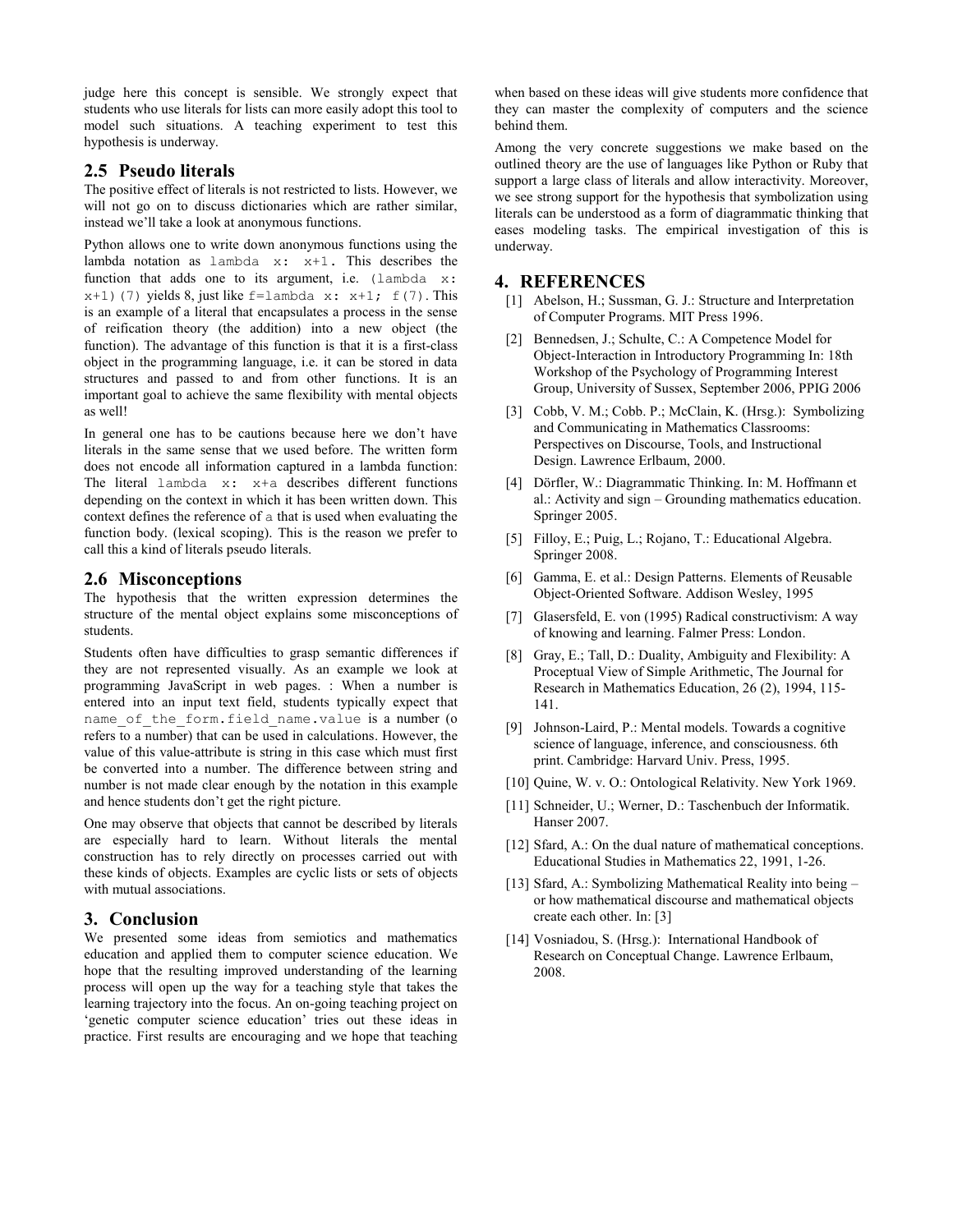judge here this concept is sensible. We strongly expect that students who use literals for lists can more easily adopt this tool to model such situations. A teaching experiment to test this hypothesis is underway.

## 2.5 Pseudo literals

The positive effect of literals is not restricted to lists. However, we will not go on to discuss dictionaries which are rather similar, instead we'll take a look at anonymous functions.

Python allows one to write down anonymous functions using the lambda notation as `lambda x: x+1`. This describes the function that adds one to its argument, i.e. `(lambda x: x+1)(7)` yields 8, just like `f=lambda x: x+1; f(7)`. This is an example of a literal that encapsulates a process in the sense of reification theory (the addition) into a new object (the function). The advantage of this function is that it is a first-class object in the programming language, i.e. it can be stored in data structures and passed to and from other functions. It is an important goal to achieve the same flexibility with mental objects as well!

In general one has to be cautions because here we don't have literals in the same sense that we used before. The written form does not encode all information captured in a lambda function: The literal `lambda x: x+a` describes different functions depending on the context in which it has been written down. This context defines the reference of `a` that is used when evaluating the function body. (lexical scoping). This is the reason we prefer to call this a kind of literals pseudo literals.

## 2.6 Misconceptions

The hypothesis that the written expression determines the structure of the mental object explains some misconceptions of students.

Students often have difficulties to grasp semantic differences if they are not represented visually. As an example we look at programming JavaScript in web pages. : When a number is entered into an input text field, students typically expect that `name_of_the_form.field_name.value` is a number (o refers to a number) that can be used in calculations. However, the value of this value-attribute is string in this case which must first be converted into a number. The difference between string and number is not made clear enough by the notation in this example and hence students don't get the right picture.

One may observe that objects that cannot be described by literals are especially hard to learn. Without literals the mental construction has to rely directly on processes carried out with these kinds of objects. Examples are cyclic lists or sets of objects with mutual associations.

# 3. Conclusion

We presented some ideas from semiotics and mathematics education and applied them to computer science education. We hope that the resulting improved understanding of the learning process will open up the way for a teaching style that takes the learning trajectory into the focus. An on-going teaching project on 'genetic computer science education' tries out these ideas in practice. First results are encouraging and we hope that teaching when based on these ideas will give students more confidence that they can master the complexity of computers and the science behind them.

Among the very concrete suggestions we make based on the outlined theory are the use of languages like Python or Ruby that support a large class of literals and allow interactivity. Moreover, we see strong support for the hypothesis that symbolization using literals can be understood as a form of diagrammatic thinking that eases modeling tasks. The empirical investigation of this is underway.

# 4. REFERENCES

[1] Abelson, H.; Sussman, G. J.: Structure and Interpretation of Computer Programs. MIT Press 1996.

[2] Bennedsen, J.; Schulte, C.: A Competence Model for Object-Interaction in Introductory Programming In: 18th Workshop of the Psychology of Programming Interest Group, University of Sussex, September 2006, PPIG 2006

[3] Cobb, V. M.; Cobb. P.; McClain, K. (Hrsg.): Symbolizing and Communicating in Mathematics Classrooms: Perspectives on Discourse, Tools, and Instructional Design. Lawrence Erlbaum, 2000.

[4] Dörfler, W.: Diagrammatic Thinking. In: M. Hoffmann et al.: Activity and sign – Grounding mathematics education. Springer 2005.

[5] Filloy, E.; Puig, L.; Rojano, T.: Educational Algebra. Springer 2008.

[6] Gamma, E. et al.: Design Patterns. Elements of Reusable Object-Oriented Software. Addison Wesley, 1995

[7] Glasersfeld, E. von (1995) Radical constructivism: A way of knowing and learning. Falmer Press: London.

[8] Gray, E.; Tall, D.: Duality, Ambiguity and Flexibility: A Proceptual View of Simple Arithmetic, The Journal for Research in Mathematics Education, 26 (2), 1994, 115-141.

[9] Johnson-Laird, P.: Mental models. Towards a cognitive science of language, inference, and consciousness. 6th print. Cambridge: Harvard Univ. Press, 1995.

[10] Quine, W. v. O.: Ontological Relativity. New York 1969.

[11] Schneider, U.; Werner, D.: Taschenbuch der Informatik. Hanser 2007.

[12] Sfard, A.: On the dual nature of mathematical conceptions. Educational Studies in Mathematics 22, 1991, 1-26.

[13] Sfard, A.: Symbolizing Mathematical Reality into being – or how mathematical discourse and mathematical objects create each other. In: [3]

[14] Vosniadou, S. (Hrsg.): International Handbook of Research on Conceptual Change. Lawrence Erlbaum, 2008.